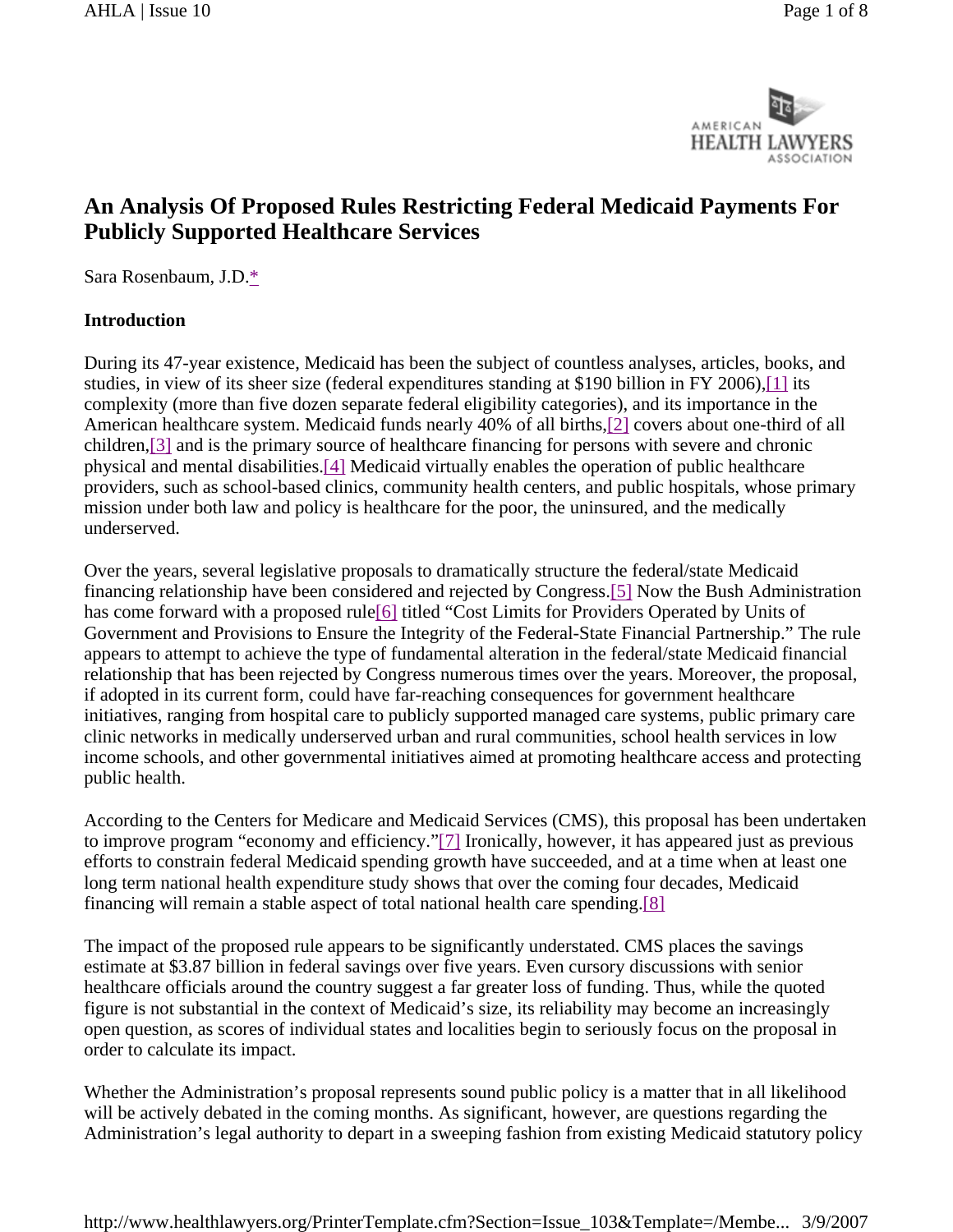# An Analysis Of Proposed Rules Restricting Federal Medicaid Payments For Publicly Supported Healthcare Services

Sara Rosenbaum, J.D.*

## Introduction

During its 47-year existence, Medicaid has been the subject of countless analyses, articles, books, and studies, in view of its sheer size (federal expenditures standing at $190 billion in FY 2006),[1] its complexity (more than five dozen separate federal eligibility categories), and its importance in the American healthcare system. Medicaid funds nearly 40% of all births,[2] covers about one-third of all children,[3] and is the primary source of healthcare financing for persons with severe and chronic physical and mental disabilities.[4] Medicaid virtually enables the operation of public healthcare providers, such as school-based clinics, community health centers, and public hospitals, whose primary mission under both law and policy is healthcare for the poor, the uninsured, and the medically underserved.

Over the years, several legislative proposals to dramatically structure the federal/state Medicaid financing relationship have been considered and rejected by Congress.[5] Now the Bush Administration has come forward with a proposed rule[6] titled "Cost Limits for Providers Operated by Units of Government and Provisions to Ensure the Integrity of the Federal-State Financial Partnership." The rule appears to attempt to achieve the type of fundamental alteration in the federal/state Medicaid financial relationship that has been rejected by Congress numerous times over the years. Moreover, the proposal, if adopted in its current form, could have far-reaching consequences for government healthcare initiatives, ranging from hospital care to publicly supported managed care systems, public primary care clinic networks in medically underserved urban and rural communities, school health services in low income schools, and other governmental initiatives aimed at promoting healthcare access and protecting public health.

According to the Centers for Medicare and Medicaid Services (CMS), this proposal has been undertaken to improve program "economy and efficiency."[7] Ironically, however, it has appeared just as previous efforts to constrain federal Medicaid spending growth have succeeded, and at a time when at least one long term national health expenditure study shows that over the coming four decades, Medicaid financing will remain a stable aspect of total national health care spending.[8]

The impact of the proposed rule appears to be significantly understated. CMS places the savings estimate at $3.87 billion in federal savings over five years. Even cursory discussions with senior healthcare officials around the country suggest a far greater loss of funding. Thus, while the quoted figure is not substantial in the context of Medicaid's size, its reliability may become an increasingly open question, as scores of individual states and localities begin to seriously focus on the proposal in order to calculate its impact.

Whether the Administration's proposal represents sound public policy is a matter that in all likelihood will be actively debated in the coming months. As significant, however, are questions regarding the Administration's legal authority to depart in a sweeping fashion from existing Medicaid statutory policy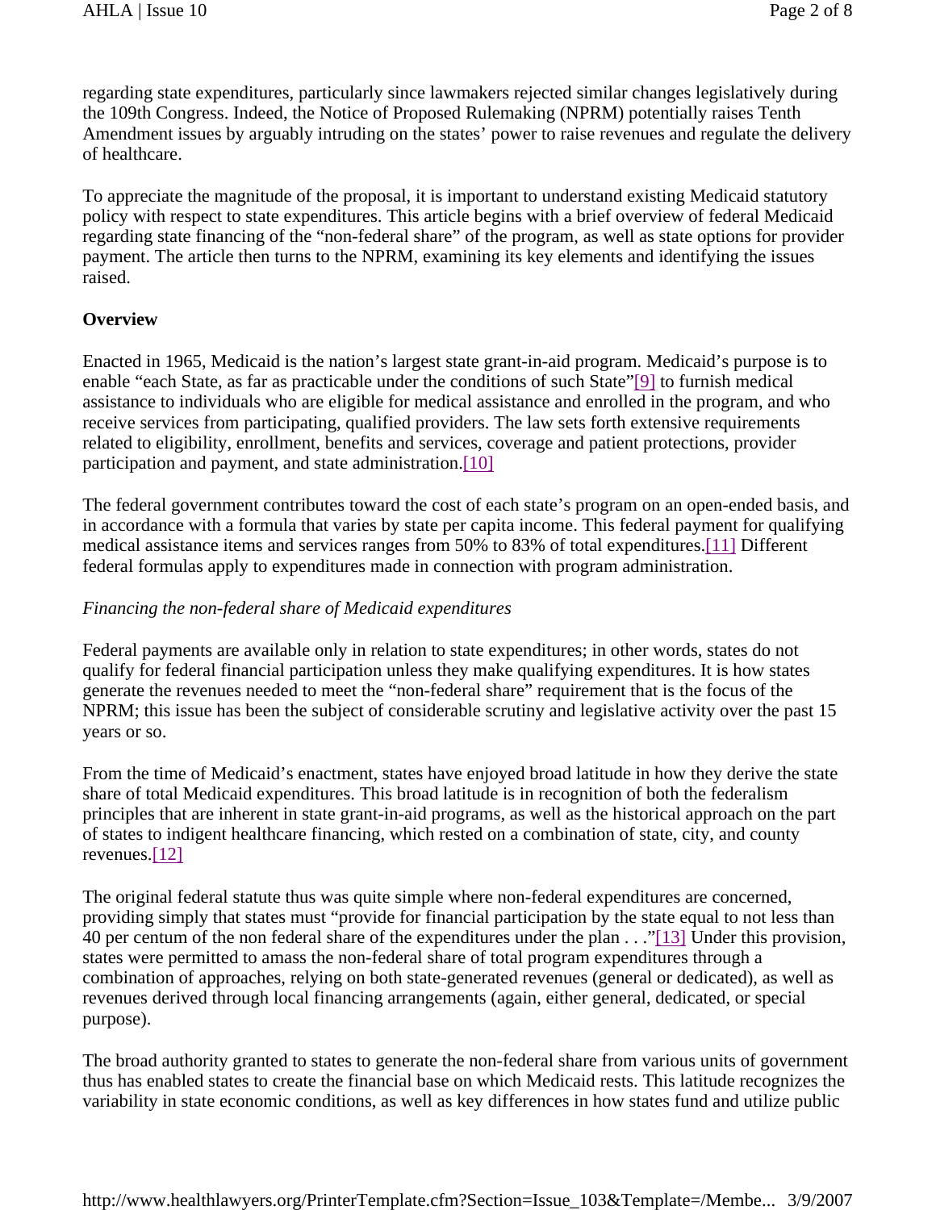regarding state expenditures, particularly since lawmakers rejected similar changes legislatively during the 109th Congress. Indeed, the Notice of Proposed Rulemaking (NPRM) potentially raises Tenth Amendment issues by arguably intruding on the states' power to raise revenues and regulate the delivery of healthcare.

To appreciate the magnitude of the proposal, it is important to understand existing Medicaid statutory policy with respect to state expenditures. This article begins with a brief overview of federal Medicaid regarding state financing of the "non-federal share" of the program, as well as state options for provider payment. The article then turns to the NPRM, examining its key elements and identifying the issues raised.

**Overview**

Enacted in 1965, Medicaid is the nation's largest state grant-in-aid program. Medicaid's purpose is to enable "each State, as far as practicable under the conditions of such State"[9] to furnish medical assistance to individuals who are eligible for medical assistance and enrolled in the program, and who receive services from participating, qualified providers. The law sets forth extensive requirements related to eligibility, enrollment, benefits and services, coverage and patient protections, provider participation and payment, and state administration.[10]

The federal government contributes toward the cost of each state's program on an open-ended basis, and in accordance with a formula that varies by state per capita income. This federal payment for qualifying medical assistance items and services ranges from 50% to 83% of total expenditures.[11] Different federal formulas apply to expenditures made in connection with program administration.

*Financing the non-federal share of Medicaid expenditures*

Federal payments are available only in relation to state expenditures; in other words, states do not qualify for federal financial participation unless they make qualifying expenditures. It is how states generate the revenues needed to meet the "non-federal share" requirement that is the focus of the NPRM; this issue has been the subject of considerable scrutiny and legislative activity over the past 15 years or so.

From the time of Medicaid's enactment, states have enjoyed broad latitude in how they derive the state share of total Medicaid expenditures. This broad latitude is in recognition of both the federalism principles that are inherent in state grant-in-aid programs, as well as the historical approach on the part of states to indigent healthcare financing, which rested on a combination of state, city, and county revenues.[12]

The original federal statute thus was quite simple where non-federal expenditures are concerned, providing simply that states must "provide for financial participation by the state equal to not less than 40 per centum of the non federal share of the expenditures under the plan . . ."[13] Under this provision, states were permitted to amass the non-federal share of total program expenditures through a combination of approaches, relying on both state-generated revenues (general or dedicated), as well as revenues derived through local financing arrangements (again, either general, dedicated, or special purpose).

The broad authority granted to states to generate the non-federal share from various units of government thus has enabled states to create the financial base on which Medicaid rests. This latitude recognizes the variability in state economic conditions, as well as key differences in how states fund and utilize public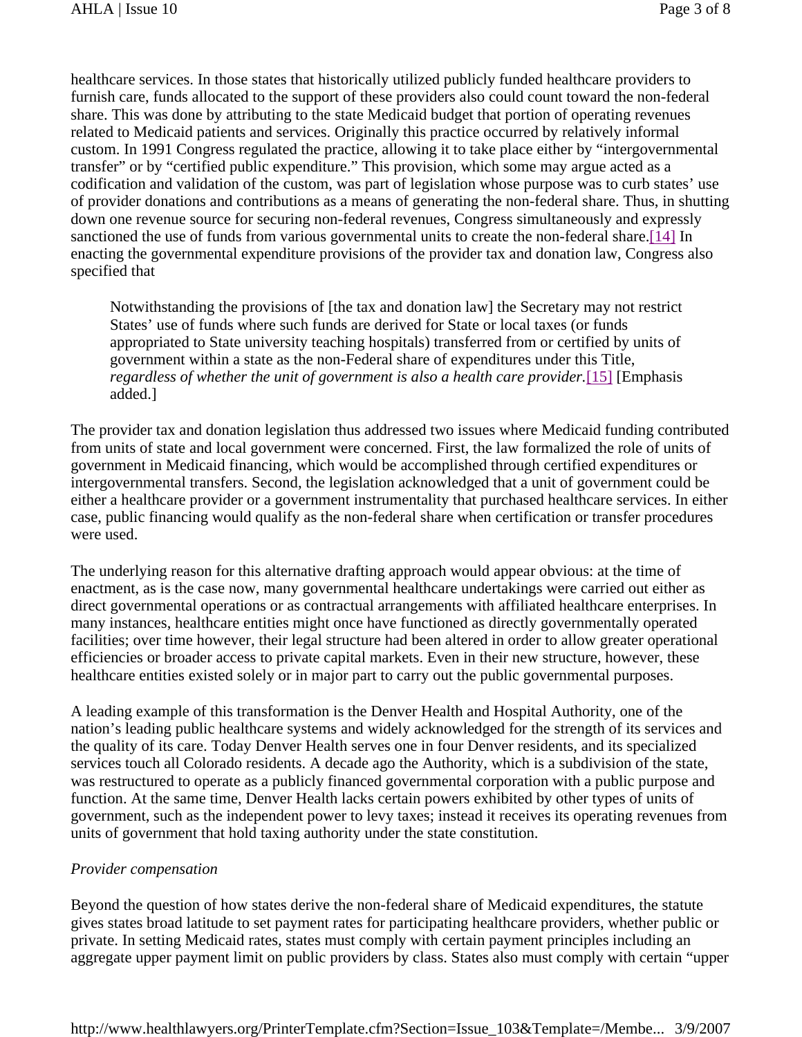healthcare services. In those states that historically utilized publicly funded healthcare providers to furnish care, funds allocated to the support of these providers also could count toward the non-federal share. This was done by attributing to the state Medicaid budget that portion of operating revenues related to Medicaid patients and services. Originally this practice occurred by relatively informal custom. In 1991 Congress regulated the practice, allowing it to take place either by "intergovernmental transfer" or by "certified public expenditure." This provision, which some may argue acted as a codification and validation of the custom, was part of legislation whose purpose was to curb states' use of provider donations and contributions as a means of generating the non-federal share. Thus, in shutting down one revenue source for securing non-federal revenues, Congress simultaneously and expressly sanctioned the use of funds from various governmental units to create the non-federal share.[14] In enacting the governmental expenditure provisions of the provider tax and donation law, Congress also specified that

> Notwithstanding the provisions of [the tax and donation law] the Secretary may not restrict States' use of funds where such funds are derived for State or local taxes (or funds appropriated to State university teaching hospitals) transferred from or certified by units of government within a state as the non-Federal share of expenditures under this Title, *regardless of whether the unit of government is also a health care provider*.[15] [Emphasis added.]

The provider tax and donation legislation thus addressed two issues where Medicaid funding contributed from units of state and local government were concerned. First, the law formalized the role of units of government in Medicaid financing, which would be accomplished through certified expenditures or intergovernmental transfers. Second, the legislation acknowledged that a unit of government could be either a healthcare provider or a government instrumentality that purchased healthcare services. In either case, public financing would qualify as the non-federal share when certification or transfer procedures were used.

The underlying reason for this alternative drafting approach would appear obvious: at the time of enactment, as is the case now, many governmental healthcare undertakings were carried out either as direct governmental operations or as contractual arrangements with affiliated healthcare enterprises. In many instances, healthcare entities might once have functioned as directly governmentally operated facilities; over time however, their legal structure had been altered in order to allow greater operational efficiencies or broader access to private capital markets. Even in their new structure, however, these healthcare entities existed solely or in major part to carry out the public governmental purposes.

A leading example of this transformation is the Denver Health and Hospital Authority, one of the nation's leading public healthcare systems and widely acknowledged for the strength of its services and the quality of its care. Today Denver Health serves one in four Denver residents, and its specialized services touch all Colorado residents. A decade ago the Authority, which is a subdivision of the state, was restructured to operate as a publicly financed governmental corporation with a public purpose and function. At the same time, Denver Health lacks certain powers exhibited by other types of units of government, such as the independent power to levy taxes; instead it receives its operating revenues from units of government that hold taxing authority under the state constitution.

*Provider compensation*

Beyond the question of how states derive the non-federal share of Medicaid expenditures, the statute gives states broad latitude to set payment rates for participating healthcare providers, whether public or private. In setting Medicaid rates, states must comply with certain payment principles including an aggregate upper payment limit on public providers by class. States also must comply with certain "upper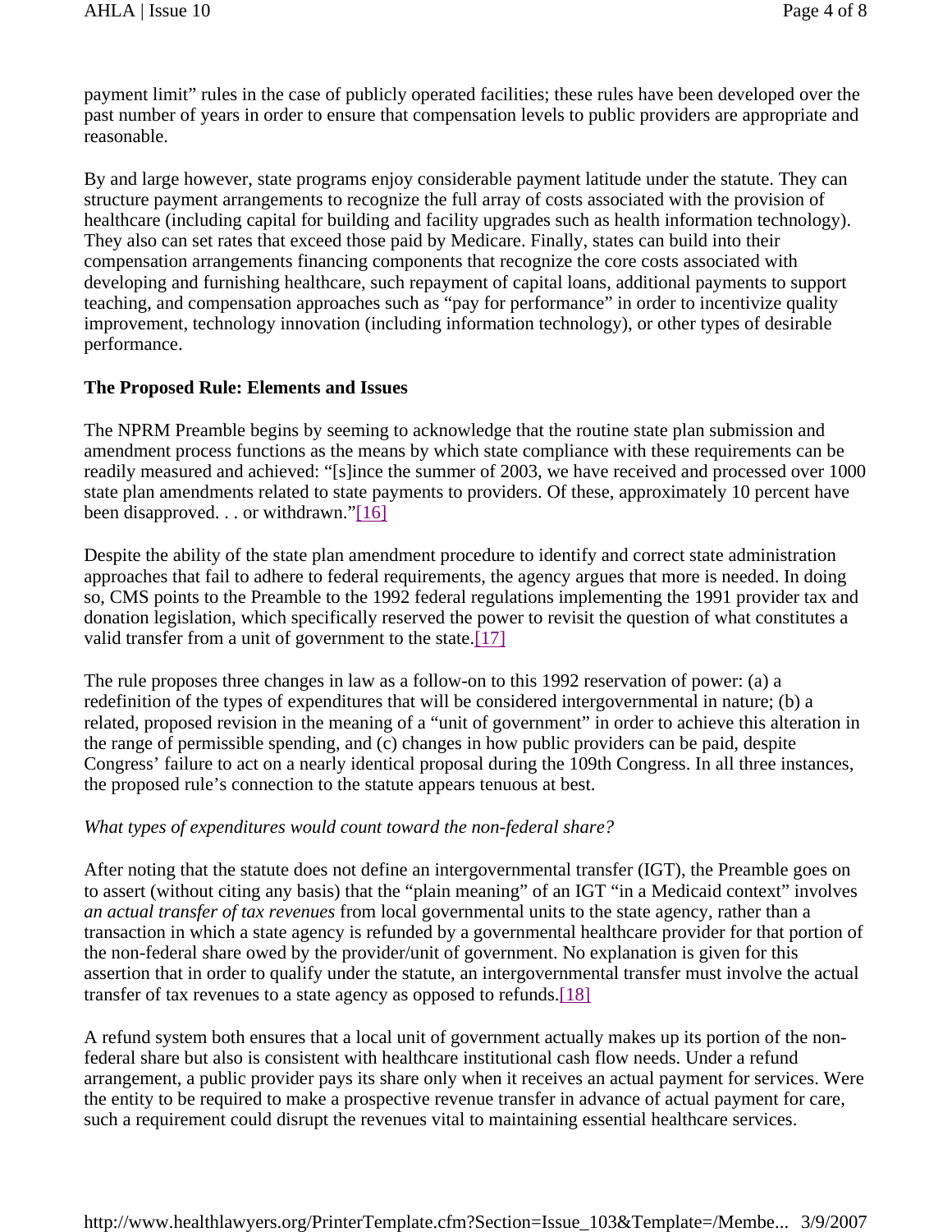payment limit" rules in the case of publicly operated facilities; these rules have been developed over the past number of years in order to ensure that compensation levels to public providers are appropriate and reasonable.

By and large however, state programs enjoy considerable payment latitude under the statute. They can structure payment arrangements to recognize the full array of costs associated with the provision of healthcare (including capital for building and facility upgrades such as health information technology). They also can set rates that exceed those paid by Medicare. Finally, states can build into their compensation arrangements financing components that recognize the core costs associated with developing and furnishing healthcare, such repayment of capital loans, additional payments to support teaching, and compensation approaches such as "pay for performance" in order to incentivize quality improvement, technology innovation (including information technology), or other types of desirable performance.

**The Proposed Rule: Elements and Issues**

The NPRM Preamble begins by seeming to acknowledge that the routine state plan submission and amendment process functions as the means by which state compliance with these requirements can be readily measured and achieved: "[s]ince the summer of 2003, we have received and processed over 1000 state plan amendments related to state payments to providers. Of these, approximately 10 percent have been disapproved. . . or withdrawn."[16]

Despite the ability of the state plan amendment procedure to identify and correct state administration approaches that fail to adhere to federal requirements, the agency argues that more is needed. In doing so, CMS points to the Preamble to the 1992 federal regulations implementing the 1991 provider tax and donation legislation, which specifically reserved the power to revisit the question of what constitutes a valid transfer from a unit of government to the state.[17]

The rule proposes three changes in law as a follow-on to this 1992 reservation of power: (a) a redefinition of the types of expenditures that will be considered intergovernmental in nature; (b) a related, proposed revision in the meaning of a "unit of government" in order to achieve this alteration in the range of permissible spending, and (c) changes in how public providers can be paid, despite Congress' failure to act on a nearly identical proposal during the 109th Congress. In all three instances, the proposed rule's connection to the statute appears tenuous at best.

*What types of expenditures would count toward the non-federal share?*

After noting that the statute does not define an intergovernmental transfer (IGT), the Preamble goes on to assert (without citing any basis) that the "plain meaning" of an IGT "in a Medicaid context" involves *an actual transfer of tax revenues* from local governmental units to the state agency, rather than a transaction in which a state agency is refunded by a governmental healthcare provider for that portion of the non-federal share owed by the provider/unit of government. No explanation is given for this assertion that in order to qualify under the statute, an intergovernmental transfer must involve the actual transfer of tax revenues to a state agency as opposed to refunds.[18]

A refund system both ensures that a local unit of government actually makes up its portion of the non-federal share but also is consistent with healthcare institutional cash flow needs. Under a refund arrangement, a public provider pays its share only when it receives an actual payment for services. Were the entity to be required to make a prospective revenue transfer in advance of actual payment for care, such a requirement could disrupt the revenues vital to maintaining essential healthcare services.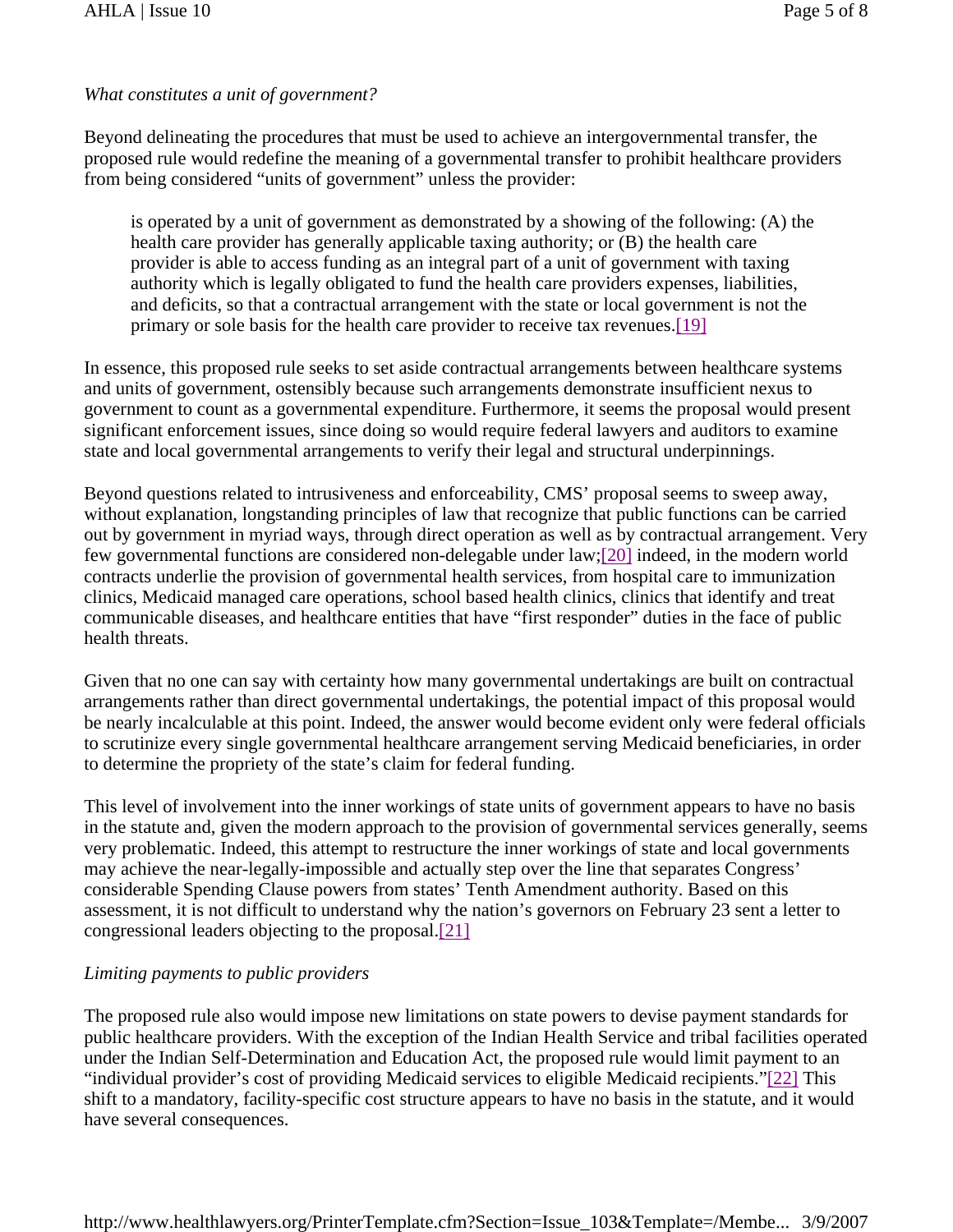*What constitutes a unit of government?*

Beyond delineating the procedures that must be used to achieve an intergovernmental transfer, the proposed rule would redefine the meaning of a governmental transfer to prohibit healthcare providers from being considered "units of government" unless the provider:

> is operated by a unit of government as demonstrated by a showing of the following: (A) the health care provider has generally applicable taxing authority; or (B) the health care provider is able to access funding as an integral part of a unit of government with taxing authority which is legally obligated to fund the health care providers expenses, liabilities, and deficits, so that a contractual arrangement with the state or local government is not the primary or sole basis for the health care provider to receive tax revenues.[19]

In essence, this proposed rule seeks to set aside contractual arrangements between healthcare systems and units of government, ostensibly because such arrangements demonstrate insufficient nexus to government to count as a governmental expenditure. Furthermore, it seems the proposal would present significant enforcement issues, since doing so would require federal lawyers and auditors to examine state and local governmental arrangements to verify their legal and structural underpinnings.

Beyond questions related to intrusiveness and enforceability, CMS' proposal seems to sweep away, without explanation, longstanding principles of law that recognize that public functions can be carried out by government in myriad ways, through direct operation as well as by contractual arrangement. Very few governmental functions are considered non-delegable under law;[20] indeed, in the modern world contracts underlie the provision of governmental health services, from hospital care to immunization clinics, Medicaid managed care operations, school based health clinics, clinics that identify and treat communicable diseases, and healthcare entities that have "first responder" duties in the face of public health threats.

Given that no one can say with certainty how many governmental undertakings are built on contractual arrangements rather than direct governmental undertakings, the potential impact of this proposal would be nearly incalculable at this point. Indeed, the answer would become evident only were federal officials to scrutinize every single governmental healthcare arrangement serving Medicaid beneficiaries, in order to determine the propriety of the state's claim for federal funding.

This level of involvement into the inner workings of state units of government appears to have no basis in the statute and, given the modern approach to the provision of governmental services generally, seems very problematic. Indeed, this attempt to restructure the inner workings of state and local governments may achieve the near-legally-impossible and actually step over the line that separates Congress' considerable Spending Clause powers from states' Tenth Amendment authority. Based on this assessment, it is not difficult to understand why the nation's governors on February 23 sent a letter to congressional leaders objecting to the proposal.[21]

*Limiting payments to public providers*

The proposed rule also would impose new limitations on state powers to devise payment standards for public healthcare providers. With the exception of the Indian Health Service and tribal facilities operated under the Indian Self-Determination and Education Act, the proposed rule would limit payment to an "individual provider's cost of providing Medicaid services to eligible Medicaid recipients."[22] This shift to a mandatory, facility-specific cost structure appears to have no basis in the statute, and it would have several consequences.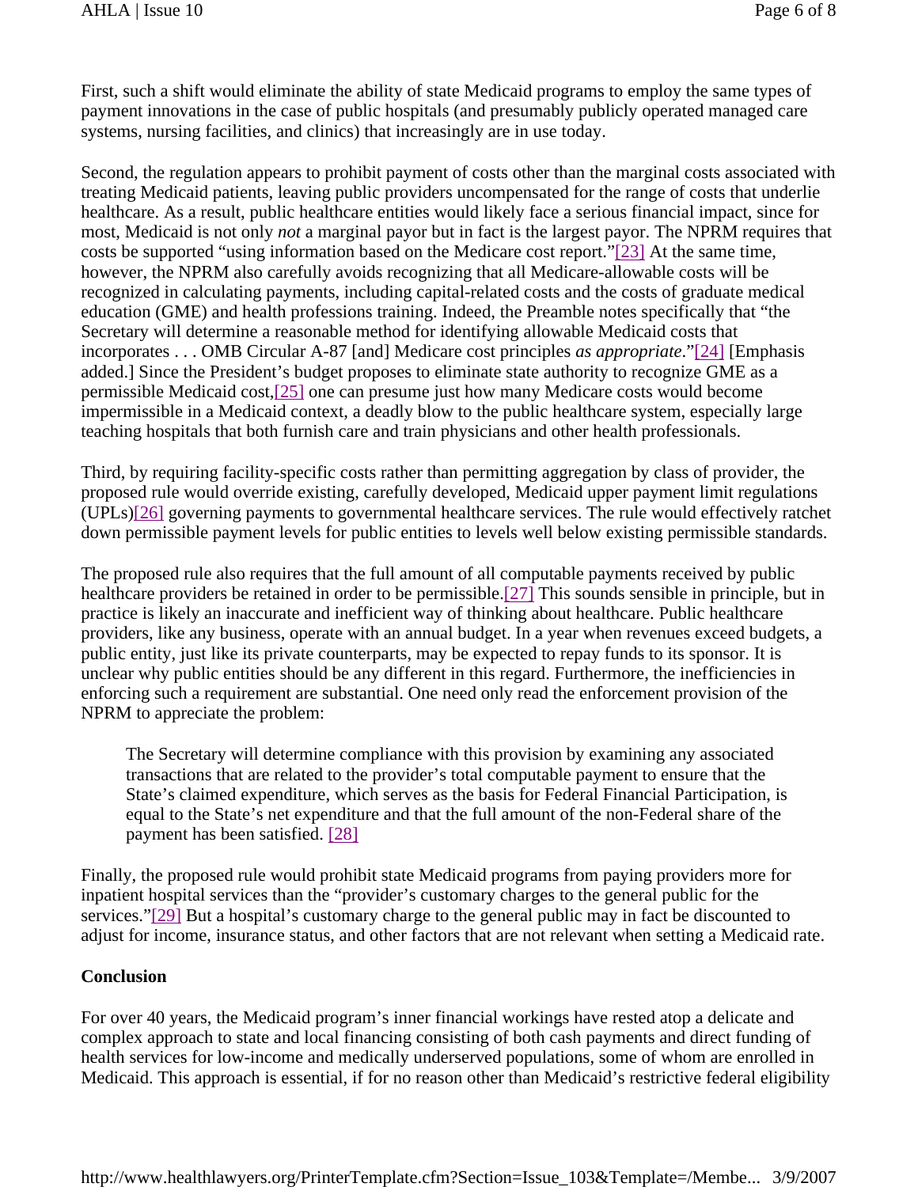First, such a shift would eliminate the ability of state Medicaid programs to employ the same types of payment innovations in the case of public hospitals (and presumably publicly operated managed care systems, nursing facilities, and clinics) that increasingly are in use today.

Second, the regulation appears to prohibit payment of costs other than the marginal costs associated with treating Medicaid patients, leaving public providers uncompensated for the range of costs that underlie healthcare. As a result, public healthcare entities would likely face a serious financial impact, since for most, Medicaid is not only *not* a marginal payor but in fact is the largest payor. The NPRM requires that costs be supported "using information based on the Medicare cost report."[23] At the same time, however, the NPRM also carefully avoids recognizing that all Medicare-allowable costs will be recognized in calculating payments, including capital-related costs and the costs of graduate medical education (GME) and health professions training. Indeed, the Preamble notes specifically that "the Secretary will determine a reasonable method for identifying allowable Medicaid costs that incorporates . . . OMB Circular A-87 [and] Medicare cost principles *as appropriate*."[24] [Emphasis added.] Since the President's budget proposes to eliminate state authority to recognize GME as a permissible Medicaid cost,[25] one can presume just how many Medicare costs would become impermissible in a Medicaid context, a deadly blow to the public healthcare system, especially large teaching hospitals that both furnish care and train physicians and other health professionals.

Third, by requiring facility-specific costs rather than permitting aggregation by class of provider, the proposed rule would override existing, carefully developed, Medicaid upper payment limit regulations (UPLs)[26] governing payments to governmental healthcare services. The rule would effectively ratchet down permissible payment levels for public entities to levels well below existing permissible standards.

The proposed rule also requires that the full amount of all computable payments received by public healthcare providers be retained in order to be permissible.[27] This sounds sensible in principle, but in practice is likely an inaccurate and inefficient way of thinking about healthcare. Public healthcare providers, like any business, operate with an annual budget. In a year when revenues exceed budgets, a public entity, just like its private counterparts, may be expected to repay funds to its sponsor. It is unclear why public entities should be any different in this regard. Furthermore, the inefficiencies in enforcing such a requirement are substantial. One need only read the enforcement provision of the NPRM to appreciate the problem:

> The Secretary will determine compliance with this provision by examining any associated transactions that are related to the provider's total computable payment to ensure that the State's claimed expenditure, which serves as the basis for Federal Financial Participation, is equal to the State's net expenditure and that the full amount of the non-Federal share of the payment has been satisfied. [28]

Finally, the proposed rule would prohibit state Medicaid programs from paying providers more for inpatient hospital services than the "provider's customary charges to the general public for the services."[29] But a hospital's customary charge to the general public may in fact be discounted to adjust for income, insurance status, and other factors that are not relevant when setting a Medicaid rate.

**Conclusion**

For over 40 years, the Medicaid program's inner financial workings have rested atop a delicate and complex approach to state and local financing consisting of both cash payments and direct funding of health services for low-income and medically underserved populations, some of whom are enrolled in Medicaid. This approach is essential, if for no reason other than Medicaid's restrictive federal eligibility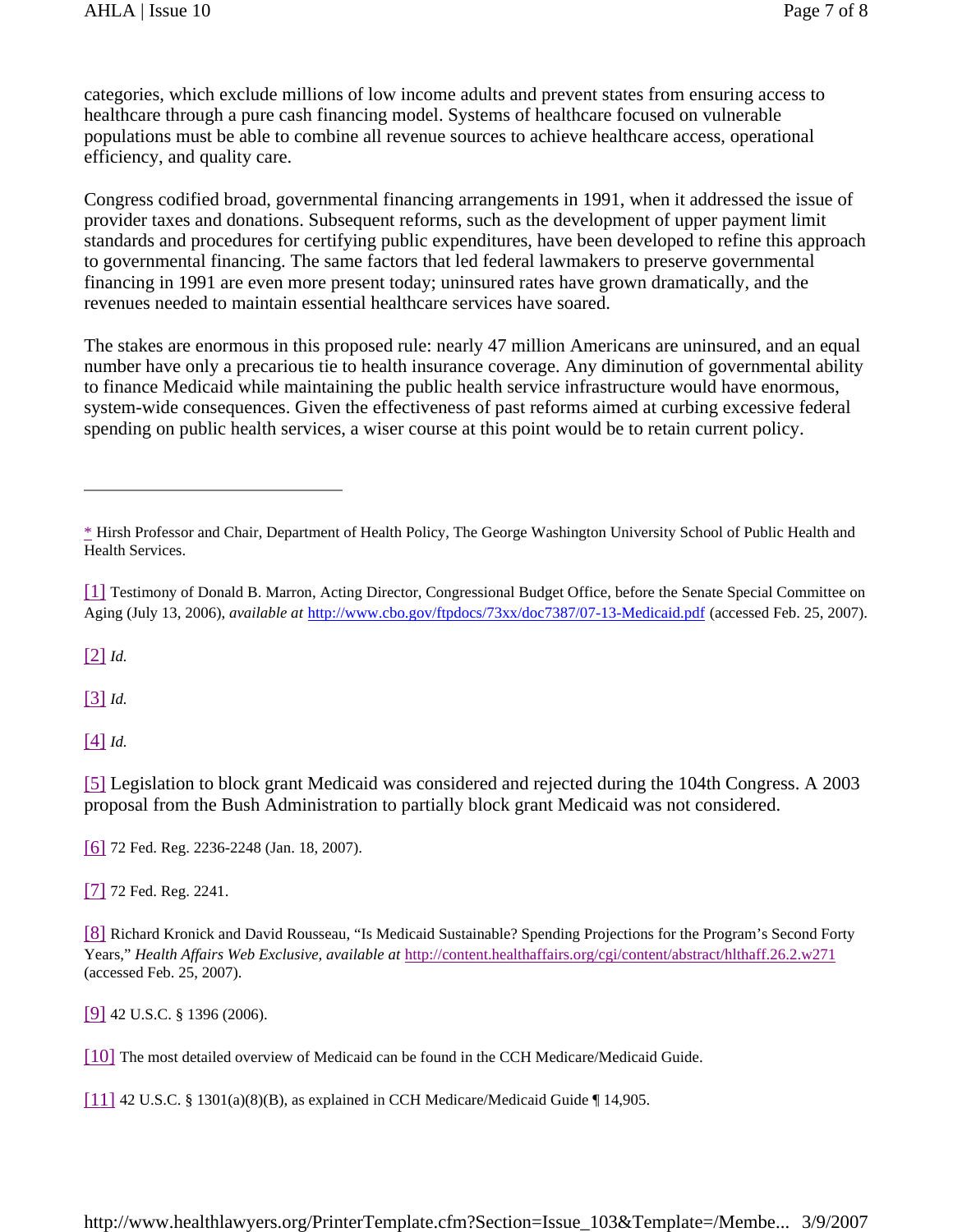categories, which exclude millions of low income adults and prevent states from ensuring access to healthcare through a pure cash financing model. Systems of healthcare focused on vulnerable populations must be able to combine all revenue sources to achieve healthcare access, operational efficiency, and quality care.

Congress codified broad, governmental financing arrangements in 1991, when it addressed the issue of provider taxes and donations. Subsequent reforms, such as the development of upper payment limit standards and procedures for certifying public expenditures, have been developed to refine this approach to governmental financing. The same factors that led federal lawmakers to preserve governmental financing in 1991 are even more present today; uninsured rates have grown dramatically, and the revenues needed to maintain essential healthcare services have soared.

The stakes are enormous in this proposed rule: nearly 47 million Americans are uninsured, and an equal number have only a precarious tie to health insurance coverage. Any diminution of governmental ability to finance Medicaid while maintaining the public health service infrastructure would have enormous, system-wide consequences. Given the effectiveness of past reforms aimed at curbing excessive federal spending on public health services, a wiser course at this point would be to retain current policy.

---

* Hirsh Professor and Chair, Department of Health Policy, The George Washington University School of Public Health and Health Services.

[1] Testimony of Donald B. Marron, Acting Director, Congressional Budget Office, before the Senate Special Committee on Aging (July 13, 2006), *available at* http://www.cbo.gov/ftpdocs/73xx/doc7387/07-13-Medicaid.pdf (accessed Feb. 25, 2007).

[2] *Id.*

[3] *Id.*

[4] *Id.*

[5] Legislation to block grant Medicaid was considered and rejected during the 104th Congress. A 2003 proposal from the Bush Administration to partially block grant Medicaid was not considered.

[6] 72 Fed. Reg. 2236-2248 (Jan. 18, 2007).

[7] 72 Fed. Reg. 2241.

[8] Richard Kronick and David Rousseau, "Is Medicaid Sustainable? Spending Projections for the Program's Second Forty Years," *Health Affairs Web Exclusive, available at* http://content.healthaffairs.org/cgi/content/abstract/hlthaff.26.2.w271 (accessed Feb. 25, 2007).

[9] 42 U.S.C. § 1396 (2006).

[10] The most detailed overview of Medicaid can be found in the CCH Medicare/Medicaid Guide.

[11] 42 U.S.C. § 1301(a)(8)(B), as explained in CCH Medicare/Medicaid Guide ¶ 14,905.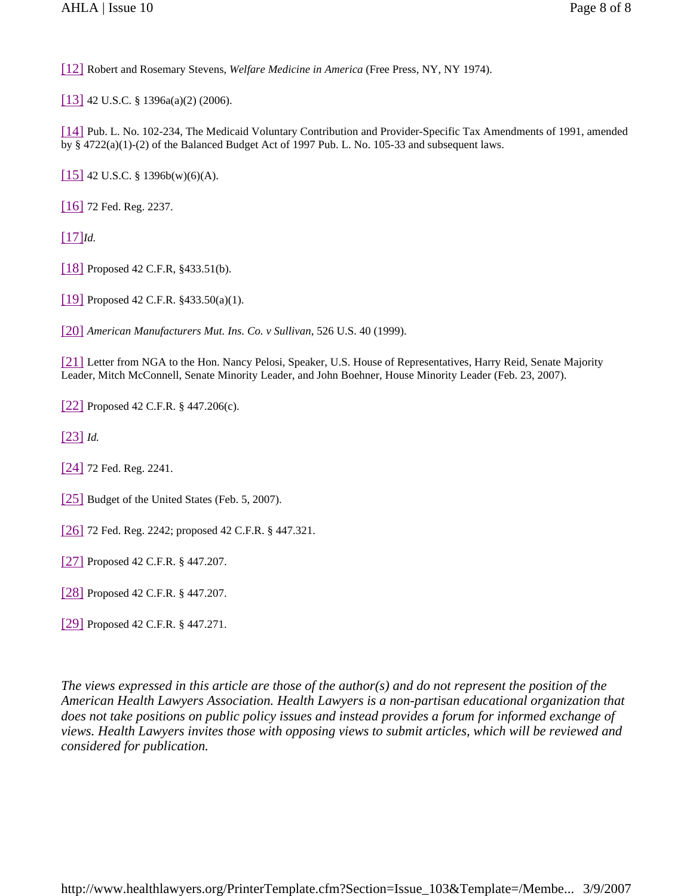[12] Robert and Rosemary Stevens, *Welfare Medicine in America* (Free Press, NY, NY 1974).

[13] 42 U.S.C. § 1396a(a)(2) (2006).

[14] Pub. L. No. 102-234, The Medicaid Voluntary Contribution and Provider-Specific Tax Amendments of 1991, amended by § 4722(a)(1)-(2) of the Balanced Budget Act of 1997 Pub. L. No. 105-33 and subsequent laws.

[15] 42 U.S.C. § 1396b(w)(6)(A).

[16] 72 Fed. Reg. 2237.

[17]*Id.*

[18] Proposed 42 C.F.R, §433.51(b).

[19] Proposed 42 C.F.R. §433.50(a)(1).

[20] *American Manufacturers Mut. Ins. Co. v Sullivan*, 526 U.S. 40 (1999).

[21] Letter from NGA to the Hon. Nancy Pelosi, Speaker, U.S. House of Representatives, Harry Reid, Senate Majority Leader, Mitch McConnell, Senate Minority Leader, and John Boehner, House Minority Leader (Feb. 23, 2007).

[22] Proposed 42 C.F.R. § 447.206(c).

[23] *Id.*

[24] 72 Fed. Reg. 2241.

[25] Budget of the United States (Feb. 5, 2007).

[26] 72 Fed. Reg. 2242; proposed 42 C.F.R. § 447.321.

[27] Proposed 42 C.F.R. § 447.207.

[28] Proposed 42 C.F.R. § 447.207.

[29] Proposed 42 C.F.R. § 447.271.

*The views expressed in this article are those of the author(s) and do not represent the position of the American Health Lawyers Association. Health Lawyers is a non-partisan educational organization that does not take positions on public policy issues and instead provides a forum for informed exchange of views. Health Lawyers invites those with opposing views to submit articles, which will be reviewed and considered for publication.*